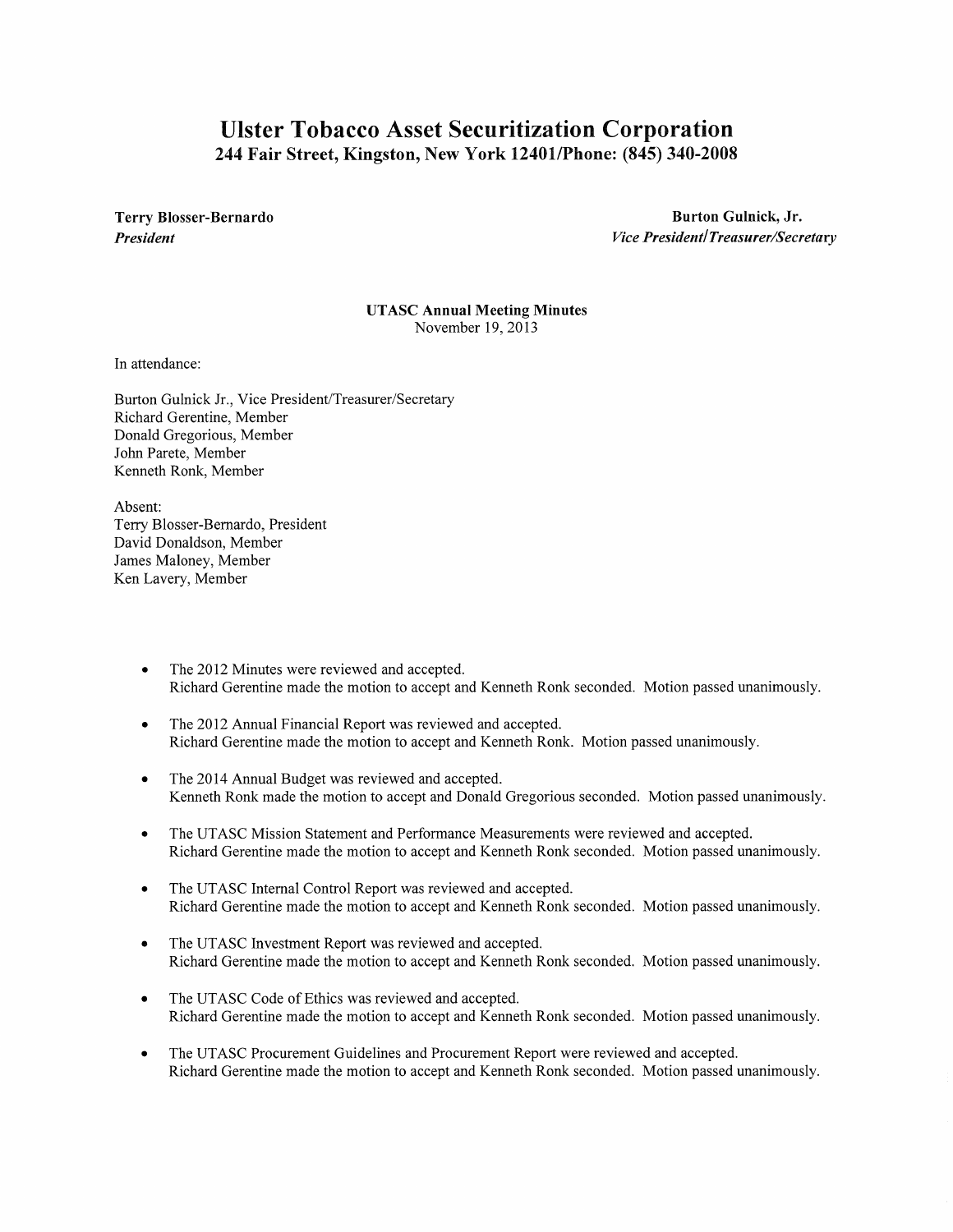# Ulster Tobacco Asset Securitization Corporation

## 244 Fair Street, Kingston, New York 12401/Phone: (845) 340-2008

**Terry Blosser-Bernardo**
***President***

**Burton Gulnick, Jr.**
***Vice President/Treasurer/Secretary***

**UTASC Annual Meeting Minutes**
November 19, 2013

In attendance:

Burton Gulnick Jr., Vice President/Treasurer/Secretary
Richard Gerentine, Member
Donald Gregorious, Member
John Parete, Member
Kenneth Ronk, Member

Absent:
Terry Blosser-Bernardo, President
David Donaldson, Member
James Maloney, Member
Ken Lavery, Member

- The 2012 Minutes were reviewed and accepted.
  Richard Gerentine made the motion to accept and Kenneth Ronk seconded. Motion passed unanimously.
- The 2012 Annual Financial Report was reviewed and accepted.
  Richard Gerentine made the motion to accept and Kenneth Ronk. Motion passed unanimously.
- The 2014 Annual Budget was reviewed and accepted.
  Kenneth Ronk made the motion to accept and Donald Gregorious seconded. Motion passed unanimously.
- The UTASC Mission Statement and Performance Measurements were reviewed and accepted.
  Richard Gerentine made the motion to accept and Kenneth Ronk seconded. Motion passed unanimously.
- The UTASC Internal Control Report was reviewed and accepted.
  Richard Gerentine made the motion to accept and Kenneth Ronk seconded. Motion passed unanimously.
- The UTASC Investment Report was reviewed and accepted.
  Richard Gerentine made the motion to accept and Kenneth Ronk seconded. Motion passed unanimously.
- The UTASC Code of Ethics was reviewed and accepted.
  Richard Gerentine made the motion to accept and Kenneth Ronk seconded. Motion passed unanimously.
- The UTASC Procurement Guidelines and Procurement Report were reviewed and accepted.
  Richard Gerentine made the motion to accept and Kenneth Ronk seconded. Motion passed unanimously.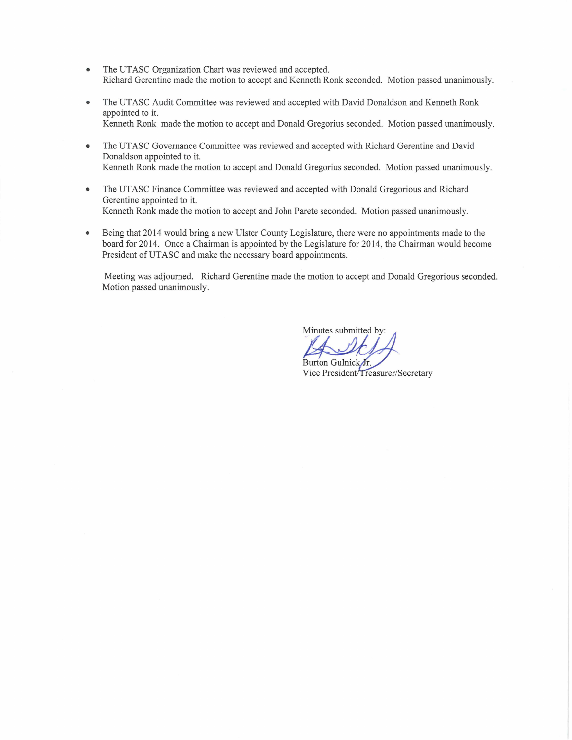- The UTASC Organization Chart was reviewed and accepted.
  Richard Gerentine made the motion to accept and Kenneth Ronk seconded. Motion passed unanimously.

- The UTASC Audit Committee was reviewed and accepted with David Donaldson and Kenneth Ronk appointed to it.
  Kenneth Ronk made the motion to accept and Donald Gregorius seconded. Motion passed unanimously.

- The UTASC Governance Committee was reviewed and accepted with Richard Gerentine and David Donaldson appointed to it.
  Kenneth Ronk made the motion to accept and Donald Gregorius seconded. Motion passed unanimously.

- The UTASC Finance Committee was reviewed and accepted with Donald Gregorious and Richard Gerentine appointed to it.
  Kenneth Ronk made the motion to accept and John Parete seconded. Motion passed unanimously.

- Being that 2014 would bring a new Ulster County Legislature, there were no appointments made to the board for 2014. Once a Chairman is appointed by the Legislature for 2014, the Chairman would become President of UTASC and make the necessary board appointments.

Meeting was adjourned. Richard Gerentine made the motion to accept and Donald Gregorious seconded. Motion passed unanimously.

Minutes submitted by:

Burton Gulnick Jr.
Vice President/Treasurer/Secretary